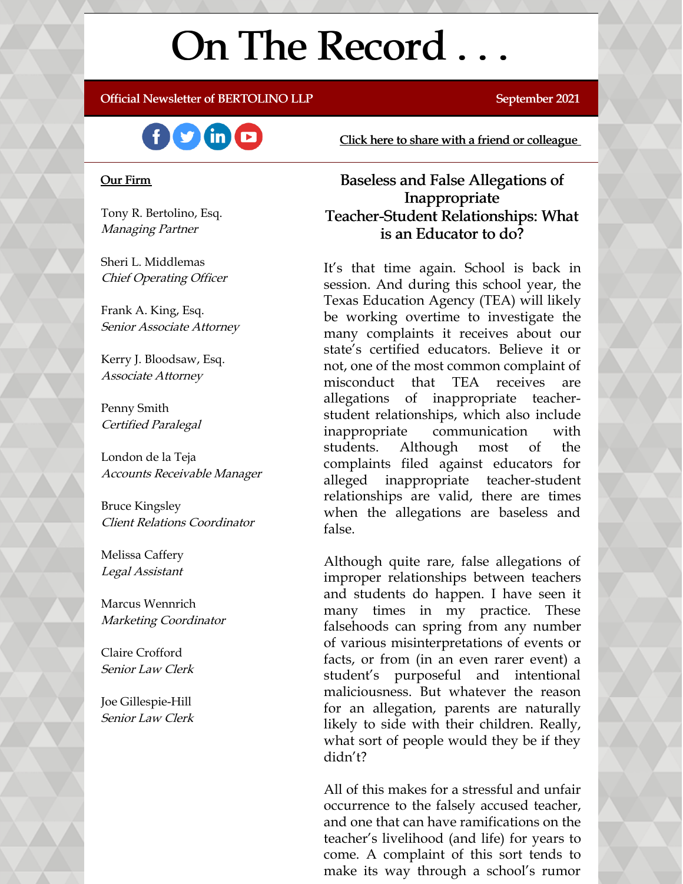# On The Record . . .

**Official Newsletter of BERTOLINO LLP** | **September 2021**

Click here to share with a friend or colleague

**Our Firm**

Tony R. Bertolino, Esq.
*Managing Partner*

Sheri L. Middlemas
*Chief Operating Officer*

Frank A. King, Esq.
*Senior Associate Attorney*

Kerry J. Bloodsaw, Esq.
*Associate Attorney*

Penny Smith
*Certified Paralegal*

London de la Teja
*Accounts Receivable Manager*

Bruce Kingsley
*Client Relations Coordinator*

Melissa Caffery
*Legal Assistant*

Marcus Wennrich
*Marketing Coordinator*

Claire Crofford
*Senior Law Clerk*

Joe Gillespie-Hill
*Senior Law Clerk*

## Baseless and False Allegations of Inappropriate Teacher-Student Relationships: What is an Educator to do?

It's that time again. School is back in session. And during this school year, the Texas Education Agency (TEA) will likely be working overtime to investigate the many complaints it receives about our state's certified educators. Believe it or not, one of the most common complaint of misconduct that TEA receives are allegations of inappropriate teacher-student relationships, which also include inappropriate communication with students. Although most of the complaints filed against educators for alleged inappropriate teacher-student relationships are valid, there are times when the allegations are baseless and false.

Although quite rare, false allegations of improper relationships between teachers and students do happen. I have seen it many times in my practice. These falsehoods can spring from any number of various misinterpretations of events or facts, or from (in an even rarer event) a student's purposeful and intentional maliciousness. But whatever the reason for an allegation, parents are naturally likely to side with their children. Really, what sort of people would they be if they didn't?

All of this makes for a stressful and unfair occurrence to the falsely accused teacher, and one that can have ramifications on the teacher's livelihood (and life) for years to come. A complaint of this sort tends to make its way through a school's rumor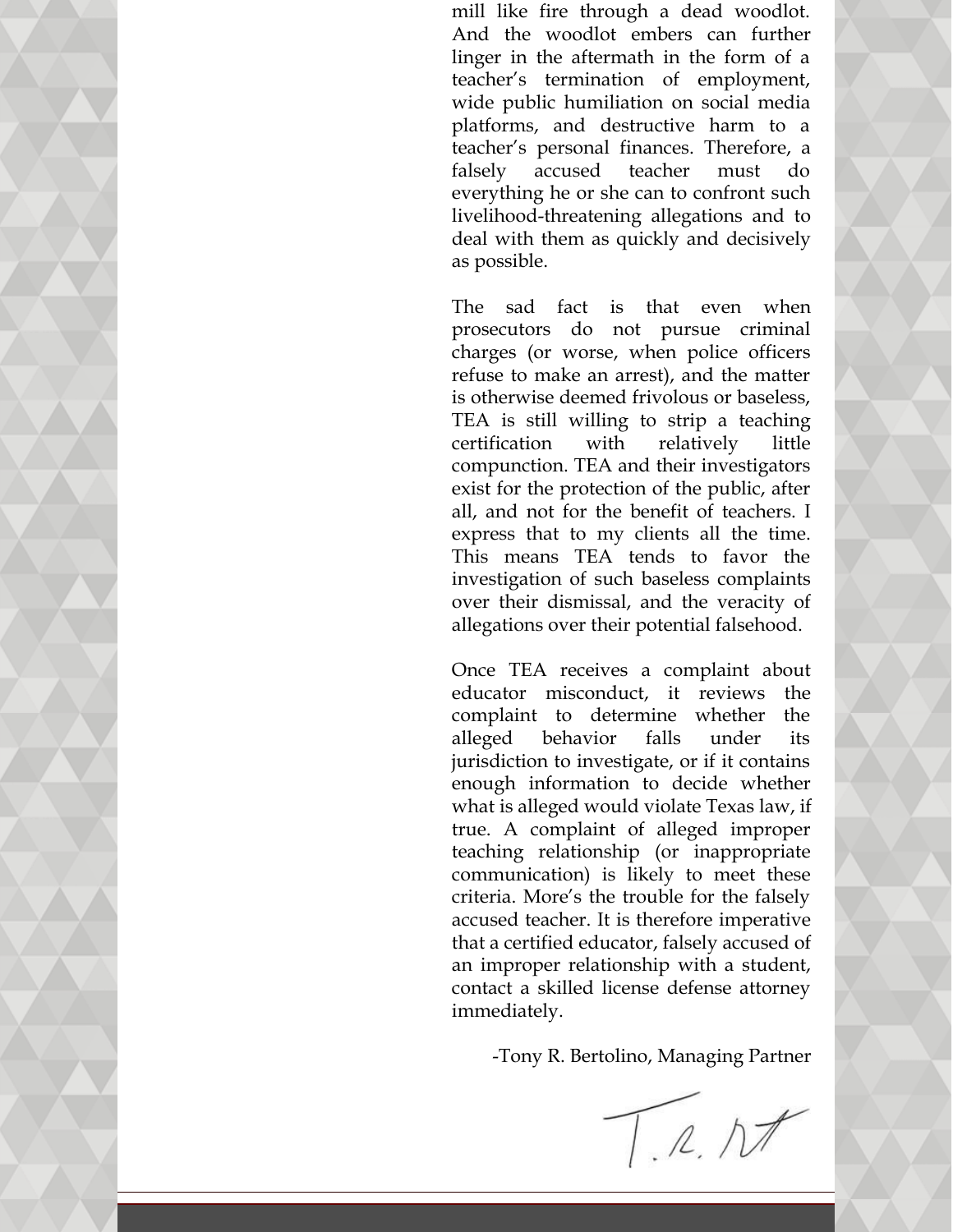mill like fire through a dead woodlot. And the woodlot embers can further linger in the aftermath in the form of a teacher's termination of employment, wide public humiliation on social media platforms, and destructive harm to a teacher's personal finances. Therefore, a falsely accused teacher must do everything he or she can to confront such livelihood-threatening allegations and to deal with them as quickly and decisively as possible.

The sad fact is that even when prosecutors do not pursue criminal charges (or worse, when police officers refuse to make an arrest), and the matter is otherwise deemed frivolous or baseless, TEA is still willing to strip a teaching certification with relatively little compunction. TEA and their investigators exist for the protection of the public, after all, and not for the benefit of teachers. I express that to my clients all the time. This means TEA tends to favor the investigation of such baseless complaints over their dismissal, and the veracity of allegations over their potential falsehood.

Once TEA receives a complaint about educator misconduct, it reviews the complaint to determine whether the alleged behavior falls under its jurisdiction to investigate, or if it contains enough information to decide whether what is alleged would violate Texas law, if true. A complaint of alleged improper teaching relationship (or inappropriate communication) is likely to meet these criteria. More's the trouble for the falsely accused teacher. It is therefore imperative that a certified educator, falsely accused of an improper relationship with a student, contact a skilled license defense attorney immediately.

-Tony R. Bertolino, Managing Partner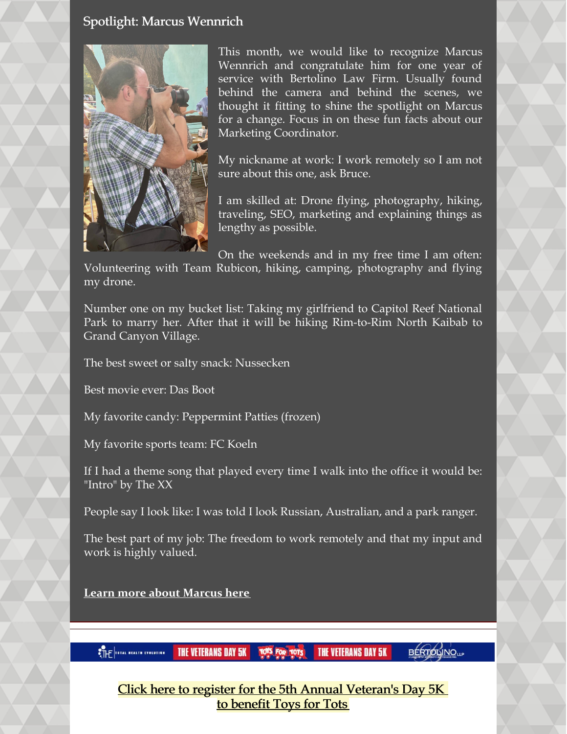## Spotlight: Marcus Wennrich

This month, we would like to recognize Marcus Wennrich and congratulate him for one year of service with Bertolino Law Firm. Usually found behind the camera and behind the scenes, we thought it fitting to shine the spotlight on Marcus for a change. Focus in on these fun facts about our Marketing Coordinator.

My nickname at work: I work remotely so I am not sure about this one, ask Bruce.

I am skilled at: Drone flying, photography, hiking, traveling, SEO, marketing and explaining things as lengthy as possible.

On the weekends and in my free time I am often: Volunteering with Team Rubicon, hiking, camping, photography and flying my drone.

Number one on my bucket list: Taking my girlfriend to Capitol Reef National Park to marry her. After that it will be hiking Rim-to-Rim North Kaibab to Grand Canyon Village.

The best sweet or salty snack: Nussecken

Best movie ever: Das Boot

My favorite candy: Peppermint Patties (frozen)

My favorite sports team: FC Koeln

If I had a theme song that played every time I walk into the office it would be: "Intro" by The XX

People say I look like: I was told I look Russian, Australian, and a park ranger.

The best part of my job: The freedom to work remotely and that my input and work is highly valued.

**Learn more about Marcus here**

---

Click here to register for the 5th Annual Veteran's Day 5K to benefit Toys for Tots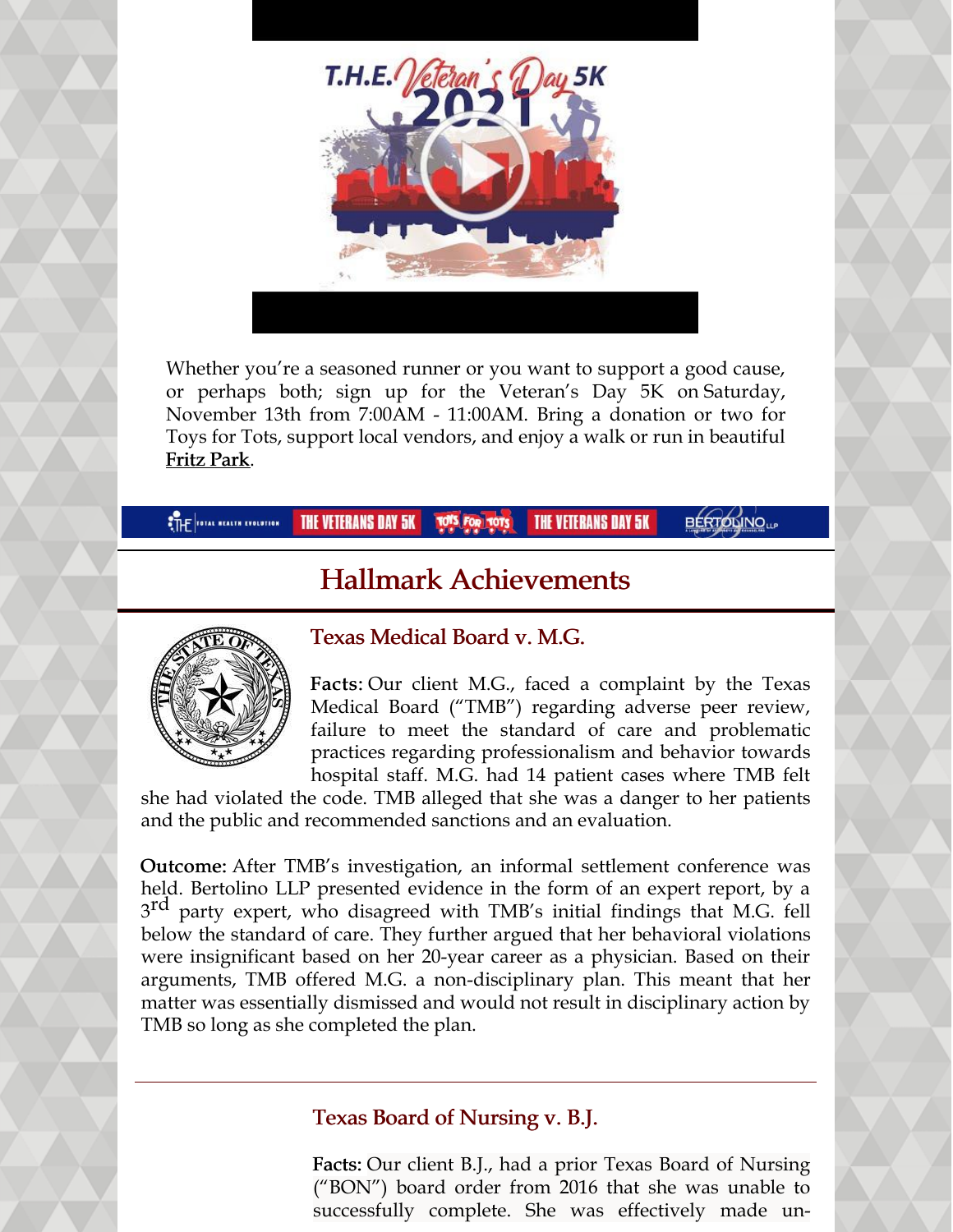Whether you're a seasoned runner or you want to support a good cause, or perhaps both; sign up for the Veteran's Day 5K on Saturday, November 13th from 7:00AM - 11:00AM. Bring a donation or two for Toys for Tots, support local vendors, and enjoy a walk or run in beautiful **Fritz Park**.

## Hallmark Achievements

### Texas Medical Board v. M.G.

**Facts:** Our client M.G., faced a complaint by the Texas Medical Board ("TMB") regarding adverse peer review, failure to meet the standard of care and problematic practices regarding professionalism and behavior towards hospital staff. M.G. had 14 patient cases where TMB felt she had violated the code. TMB alleged that she was a danger to her patients and the public and recommended sanctions and an evaluation.

**Outcome:** After TMB's investigation, an informal settlement conference was held. Bertolino LLP presented evidence in the form of an expert report, by a 3rd party expert, who disagreed with TMB's initial findings that M.G. fell below the standard of care. They further argued that her behavioral violations were insignificant based on her 20-year career as a physician. Based on their arguments, TMB offered M.G. a non-disciplinary plan. This meant that her matter was essentially dismissed and would not result in disciplinary action by TMB so long as she completed the plan.

---

### Texas Board of Nursing v. B.J.

**Facts:** Our client B.J., had a prior Texas Board of Nursing ("BON") board order from 2016 that she was unable to successfully complete. She was effectively made un-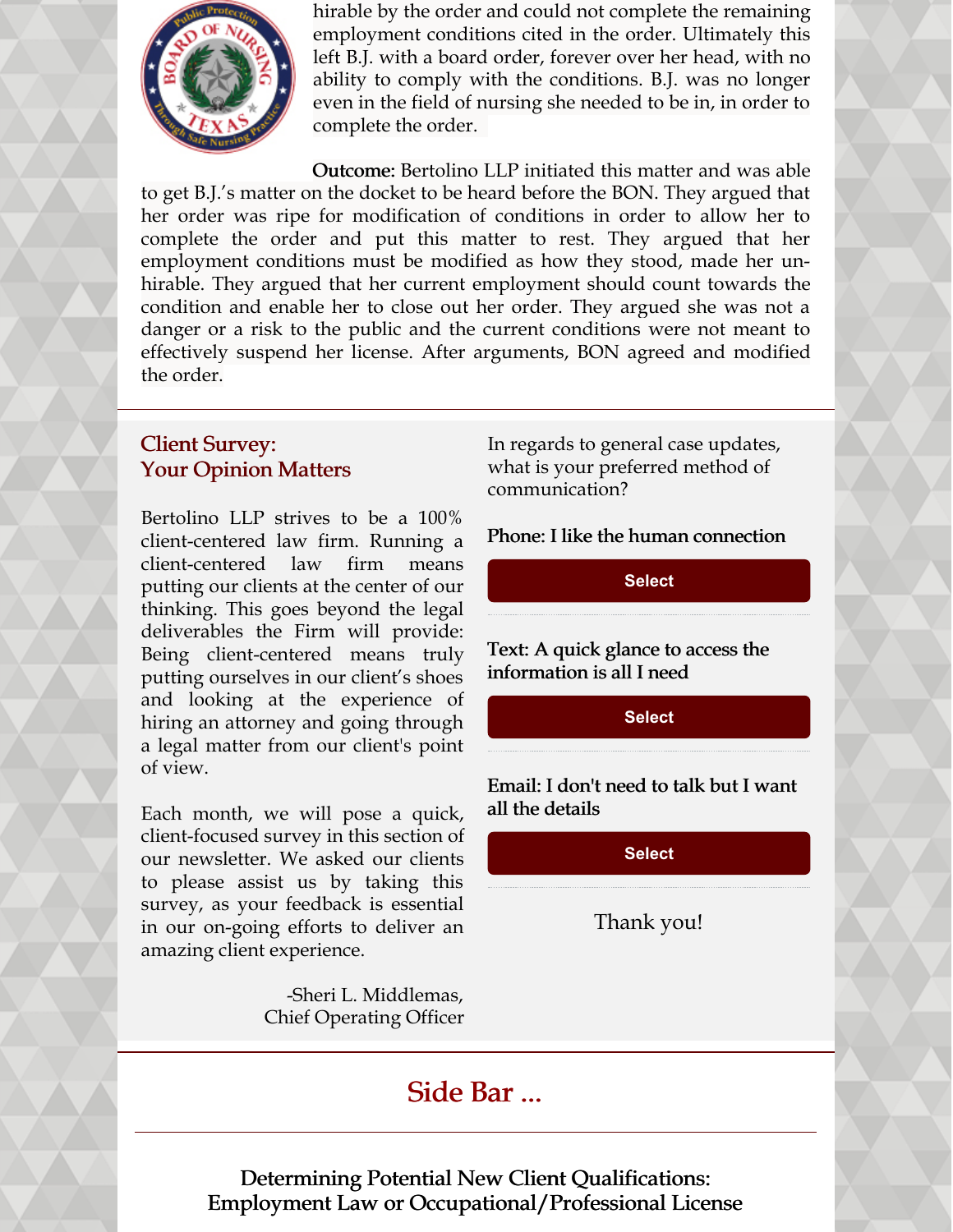hirable by the order and could not complete the remaining employment conditions cited in the order. Ultimately this left B.J. with a board order, forever over her head, with no ability to comply with the conditions. B.J. was no longer even in the field of nursing she needed to be in, in order to complete the order.

**Outcome:** Bertolino LLP initiated this matter and was able to get B.J.'s matter on the docket to be heard before the BON. They argued that her order was ripe for modification of conditions in order to allow her to complete the order and put this matter to rest. They argued that her employment conditions must be modified as how they stood, made her un-hirable. They argued that her current employment should count towards the condition and enable her to close out her order. They argued she was not a danger or a risk to the public and the current conditions were not meant to effectively suspend her license. After arguments, BON agreed and modified the order.

## Client Survey: Your Opinion Matters

Bertolino LLP strives to be a 100% client-centered law firm. Running a client-centered law firm means putting our clients at the center of our thinking. This goes beyond the legal deliverables the Firm will provide: Being client-centered means truly putting ourselves in our client's shoes and looking at the experience of hiring an attorney and going through a legal matter from our client's point of view.

Each month, we will pose a quick, client-focused survey in this section of our newsletter. We asked our clients to please assist us by taking this survey, as your feedback is essential in our on-going efforts to deliver an amazing client experience.

-Sheri L. Middlemas,
Chief Operating Officer

In regards to general case updates, what is your preferred method of communication?

**Phone: I like the human connection**

Select

**Text: A quick glance to access the information is all I need**

Select

**Email: I don't need to talk but I want all the details**

Select

Thank you!

## Side Bar ...

### Determining Potential New Client Qualifications: Employment Law or Occupational/Professional License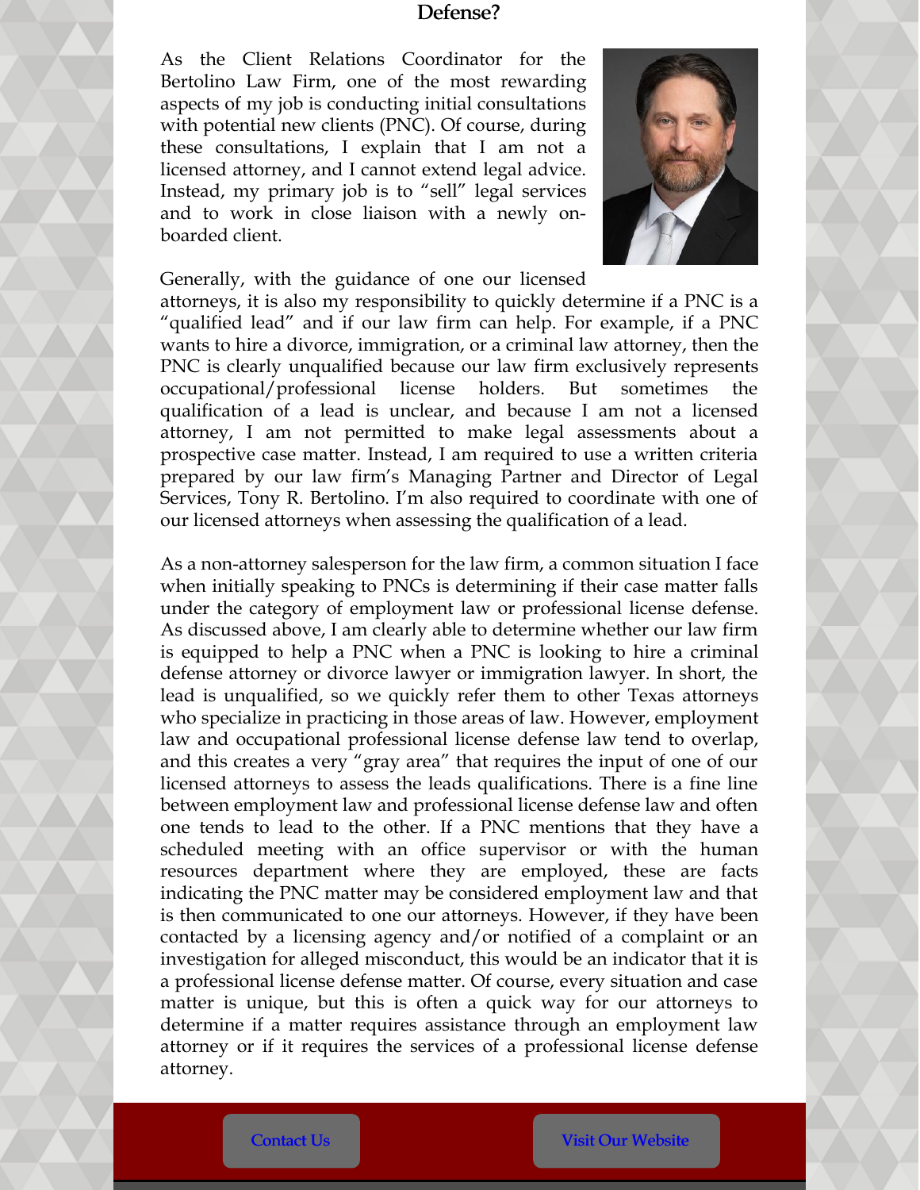## Defense?

As the Client Relations Coordinator for the Bertolino Law Firm, one of the most rewarding aspects of my job is conducting initial consultations with potential new clients (PNC). Of course, during these consultations, I explain that I am not a licensed attorney, and I cannot extend legal advice. Instead, my primary job is to "sell" legal services and to work in close liaison with a newly on-boarded client.

Generally, with the guidance of one our licensed attorneys, it is also my responsibility to quickly determine if a PNC is a "qualified lead" and if our law firm can help. For example, if a PNC wants to hire a divorce, immigration, or a criminal law attorney, then the PNC is clearly unqualified because our law firm exclusively represents occupational/professional license holders. But sometimes the qualification of a lead is unclear, and because I am not a licensed attorney, I am not permitted to make legal assessments about a prospective case matter. Instead, I am required to use a written criteria prepared by our law firm's Managing Partner and Director of Legal Services, Tony R. Bertolino. I'm also required to coordinate with one of our licensed attorneys when assessing the qualification of a lead.

As a non-attorney salesperson for the law firm, a common situation I face when initially speaking to PNCs is determining if their case matter falls under the category of employment law or professional license defense. As discussed above, I am clearly able to determine whether our law firm is equipped to help a PNC when a PNC is looking to hire a criminal defense attorney or divorce lawyer or immigration lawyer. In short, the lead is unqualified, so we quickly refer them to other Texas attorneys who specialize in practicing in those areas of law. However, employment law and occupational professional license defense law tend to overlap, and this creates a very "gray area" that requires the input of one of our licensed attorneys to assess the leads qualifications. There is a fine line between employment law and professional license defense law and often one tends to lead to the other. If a PNC mentions that they have a scheduled meeting with an office supervisor or with the human resources department where they are employed, these are facts indicating the PNC matter may be considered employment law and that is then communicated to one our attorneys. However, if they have been contacted by a licensing agency and/or notified of a complaint or an investigation for alleged misconduct, this would be an indicator that it is a professional license defense matter. Of course, every situation and case matter is unique, but this is often a quick way for our attorneys to determine if a matter requires assistance through an employment law attorney or if it requires the services of a professional license defense attorney.

Contact Us

Visit Our Website